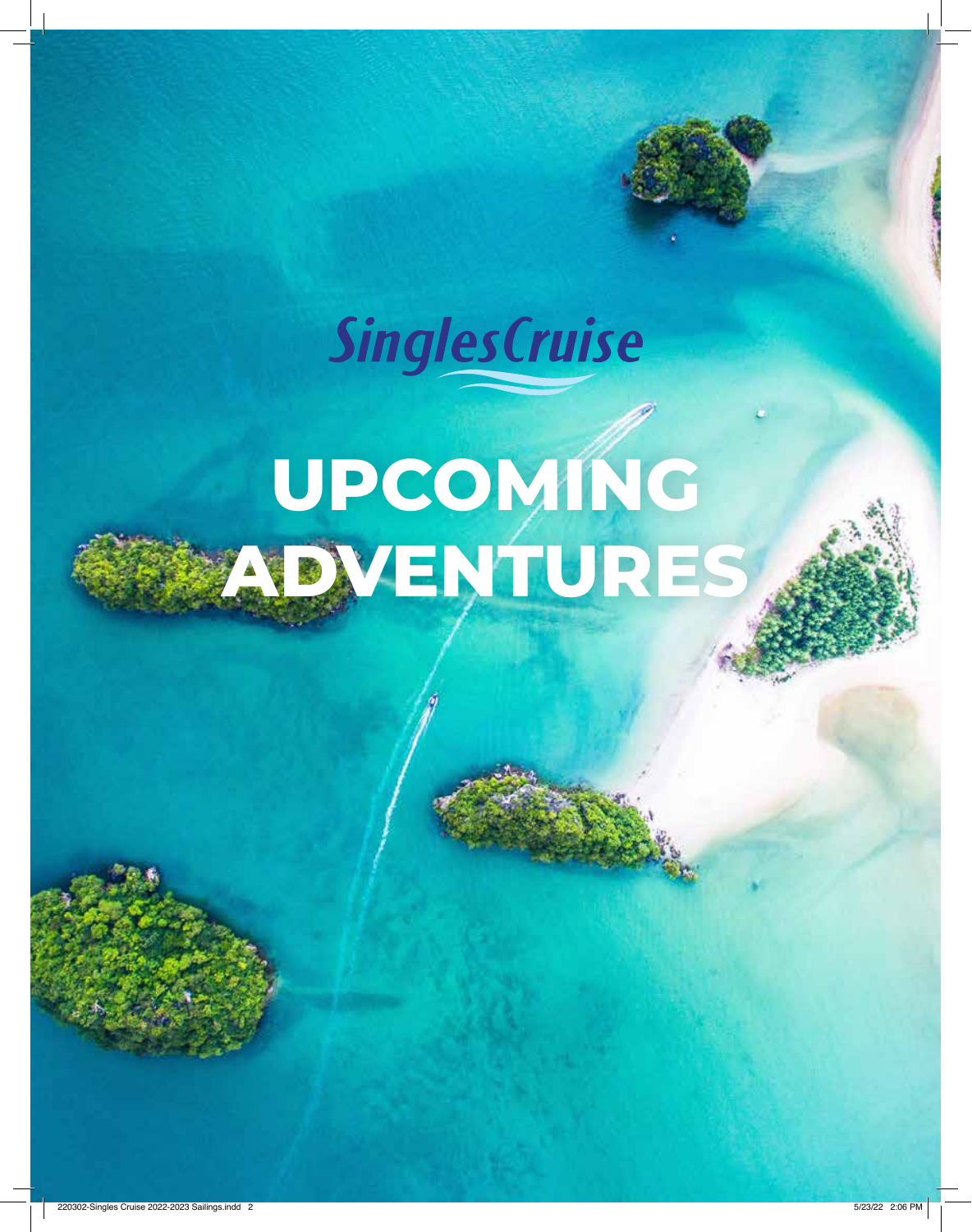SinglesCruise

# UPCOMING ADVENTURES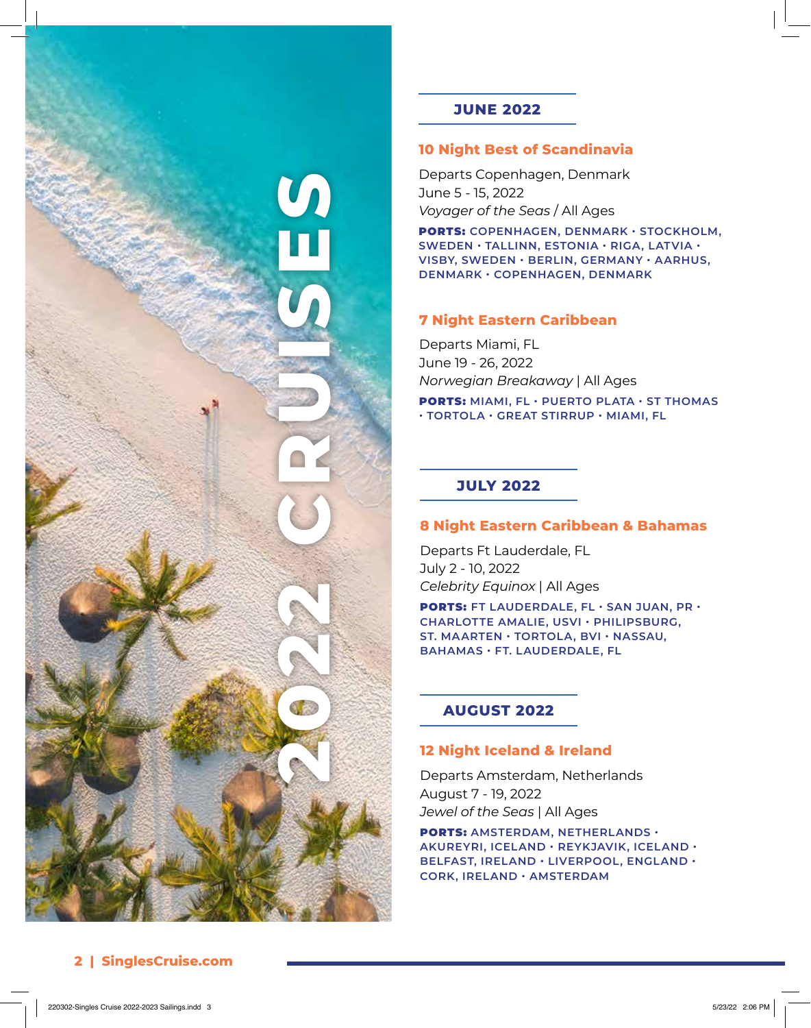# 2022 CRUISES

## JUNE 2022

### 10 Night Best of Scandinavia

Departs Copenhagen, Denmark
June 5 - 15, 2022
*Voyager of the Seas* / All Ages

**PORTS:** COPENHAGEN, DENMARK • STOCKHOLM, SWEDEN • TALLINN, ESTONIA • RIGA, LATVIA • VISBY, SWEDEN • BERLIN, GERMANY • AARHUS, DENMARK • COPENHAGEN, DENMARK

### 7 Night Eastern Caribbean

Departs Miami, FL
June 19 - 26, 2022
*Norwegian Breakaway* | All Ages

**PORTS:** MIAMI, FL • PUERTO PLATA • ST THOMAS • TORTOLA • GREAT STIRRUP • MIAMI, FL

## JULY 2022

### 8 Night Eastern Caribbean & Bahamas

Departs Ft Lauderdale, FL
July 2 - 10, 2022
*Celebrity Equinox* | All Ages

**PORTS:** FT LAUDERDALE, FL • SAN JUAN, PR • CHARLOTTE AMALIE, USVI • PHILIPSBURG, ST. MAARTEN • TORTOLA, BVI • NASSAU, BAHAMAS • FT. LAUDERDALE, FL

## AUGUST 2022

### 12 Night Iceland & Ireland

Departs Amsterdam, Netherlands
August 7 - 19, 2022
*Jewel of the Seas* | All Ages

**PORTS:** AMSTERDAM, NETHERLANDS • AKUREYRI, ICELAND • REYKJAVIK, ICELAND • BELFAST, IRELAND • LIVERPOOL, ENGLAND • CORK, IRELAND • AMSTERDAM

SinglesCruise.com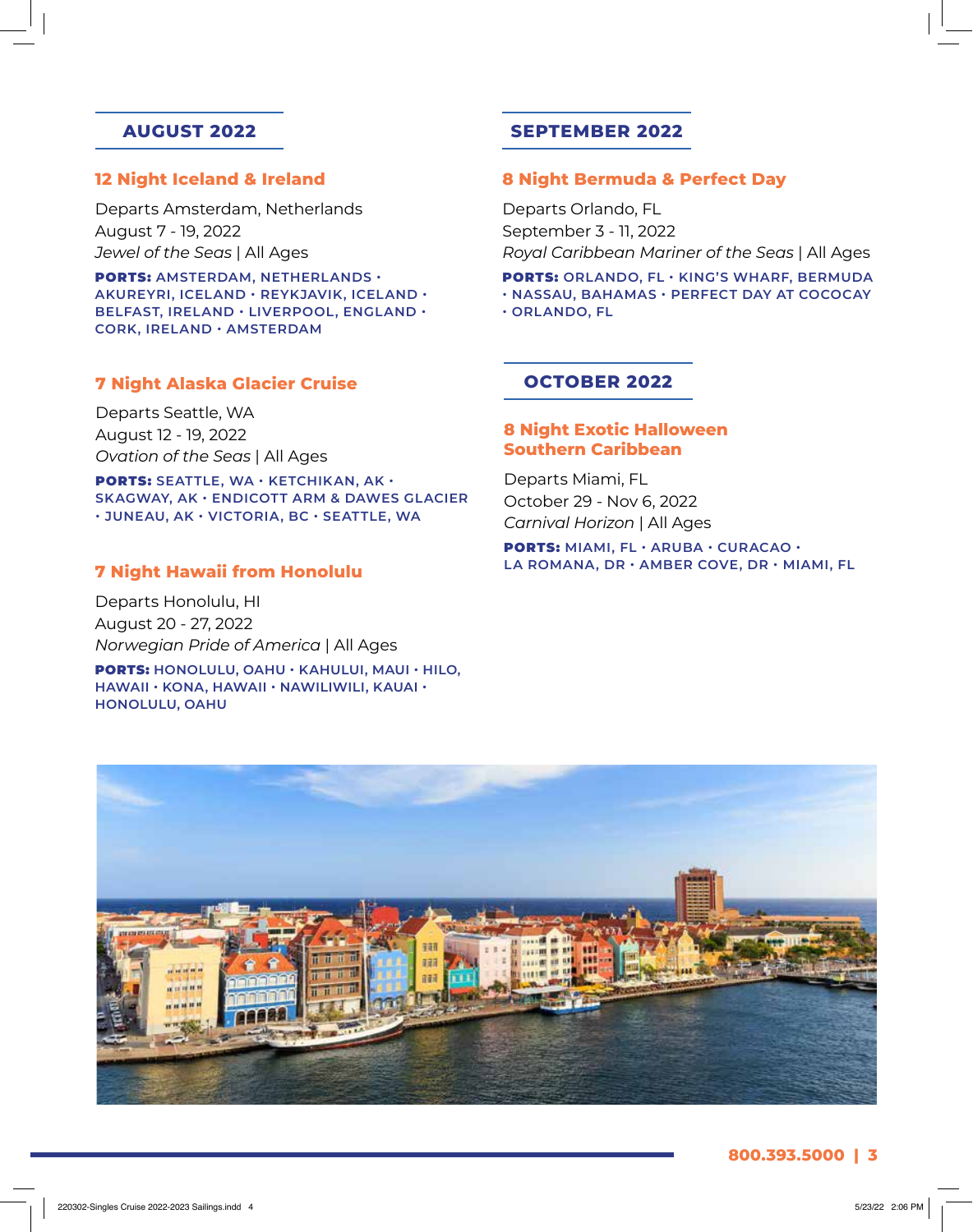## AUGUST 2022

### 12 Night Iceland & Ireland

Departs Amsterdam, Netherlands
August 7 - 19, 2022
*Jewel of the Seas* | All Ages

**PORTS:** AMSTERDAM, NETHERLANDS • AKUREYRI, ICELAND • REYKJAVIK, ICELAND • BELFAST, IRELAND • LIVERPOOL, ENGLAND • CORK, IRELAND • AMSTERDAM

### 7 Night Alaska Glacier Cruise

Departs Seattle, WA
August 12 - 19, 2022
*Ovation of the Seas* | All Ages

**PORTS:** SEATTLE, WA • KETCHIKAN, AK • SKAGWAY, AK • ENDICOTT ARM & DAWES GLACIER • JUNEAU, AK • VICTORIA, BC • SEATTLE, WA

### 7 Night Hawaii from Honolulu

Departs Honolulu, HI
August 20 - 27, 2022
*Norwegian Pride of America* | All Ages

**PORTS:** HONOLULU, OAHU • KAHULUI, MAUI • HILO, HAWAII • KONA, HAWAII • NAWILIWILI, KAUAI • HONOLULU, OAHU

## SEPTEMBER 2022

### 8 Night Bermuda & Perfect Day

Departs Orlando, FL
September 3 - 11, 2022
*Royal Caribbean Mariner of the Seas* | All Ages

**PORTS:** ORLANDO, FL • KING'S WHARF, BERMUDA • NASSAU, BAHAMAS • PERFECT DAY AT COCOCAY • ORLANDO, FL

## OCTOBER 2022

### 8 Night Exotic Halloween Southern Caribbean

Departs Miami, FL
October 29 - Nov 6, 2022
*Carnival Horizon* | All Ages

**PORTS:** MIAMI, FL • ARUBA • CURACAO • LA ROMANA, DR • AMBER COVE, DR • MIAMI, FL

800.393.5000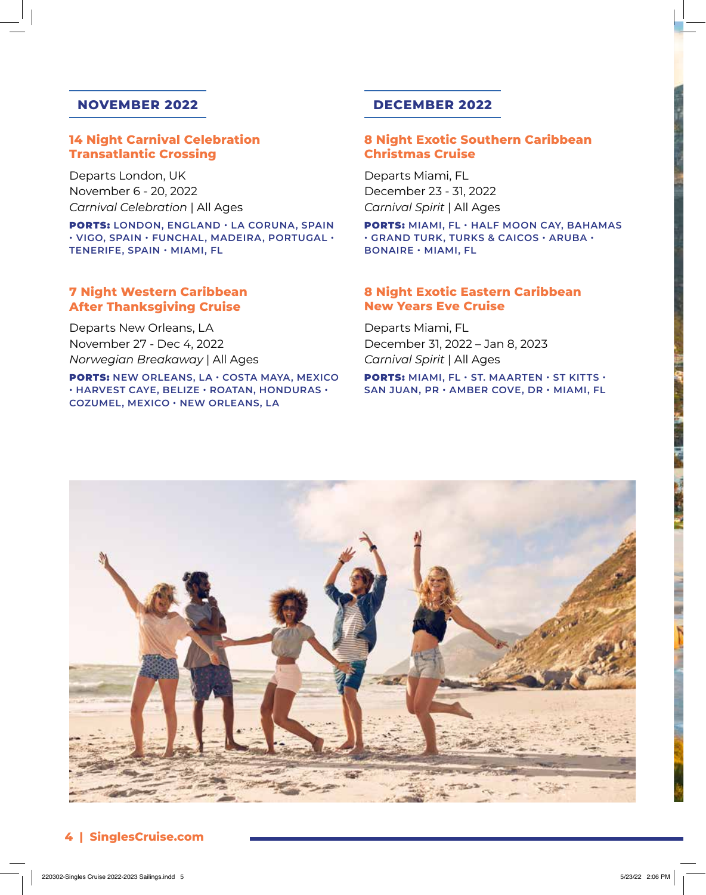## NOVEMBER 2022

### 14 Night Carnival Celebration Transatlantic Crossing

Departs London, UK
November 6 - 20, 2022
*Carnival Celebration* | All Ages

**PORTS:** LONDON, ENGLAND • LA CORUNA, SPAIN • VIGO, SPAIN • FUNCHAL, MADEIRA, PORTUGAL • TENERIFE, SPAIN • MIAMI, FL

### 7 Night Western Caribbean After Thanksgiving Cruise

Departs New Orleans, LA
November 27 - Dec 4, 2022
*Norwegian Breakaway* | All Ages

**PORTS:** NEW ORLEANS, LA • COSTA MAYA, MEXICO • HARVEST CAYE, BELIZE • ROATAN, HONDURAS • COZUMEL, MEXICO • NEW ORLEANS, LA

## DECEMBER 2022

### 8 Night Exotic Southern Caribbean Christmas Cruise

Departs Miami, FL
December 23 - 31, 2022
*Carnival Spirit* | All Ages

**PORTS:** MIAMI, FL • HALF MOON CAY, BAHAMAS • GRAND TURK, TURKS & CAICOS • ARUBA • BONAIRE • MIAMI, FL

### 8 Night Exotic Eastern Caribbean New Years Eve Cruise

Departs Miami, FL
December 31, 2022 – Jan 8, 2023
*Carnival Spirit* | All Ages

**PORTS:** MIAMI, FL • ST. MAARTEN • ST KITTS • SAN JUAN, PR • AMBER COVE, DR • MIAMI, FL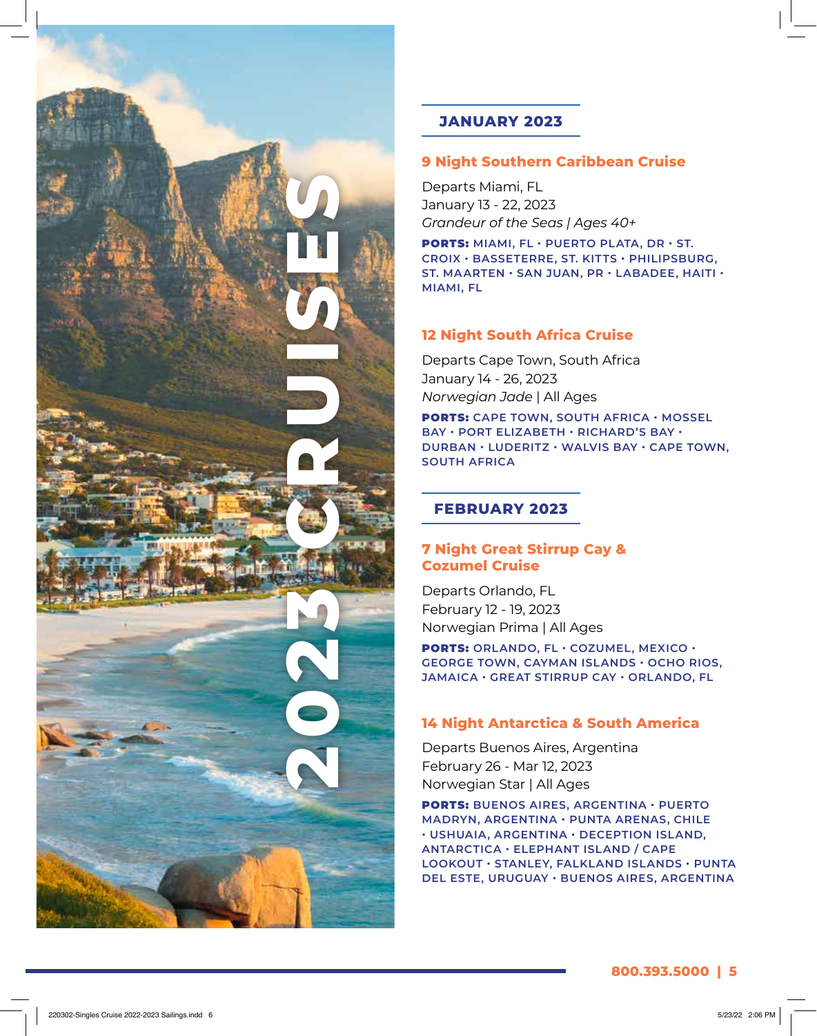2023 CRUISES

## JANUARY 2023

### 9 Night Southern Caribbean Cruise

Departs Miami, FL
January 13 - 22, 2023
*Grandeur of the Seas | Ages 40+*

**PORTS:** MIAMI, FL • PUERTO PLATA, DR • ST. CROIX • BASSETERRE, ST. KITTS • PHILIPSBURG, ST. MAARTEN • SAN JUAN, PR • LABADEE, HAITI • MIAMI, FL

### 12 Night South Africa Cruise

Departs Cape Town, South Africa
January 14 - 26, 2023
*Norwegian Jade* | All Ages

**PORTS:** CAPE TOWN, SOUTH AFRICA • MOSSEL BAY • PORT ELIZABETH • RICHARD'S BAY • DURBAN • LUDERITZ • WALVIS BAY • CAPE TOWN, SOUTH AFRICA

## FEBRUARY 2023

### 7 Night Great Stirrup Cay & Cozumel Cruise

Departs Orlando, FL
February 12 - 19, 2023
Norwegian Prima | All Ages

**PORTS:** ORLANDO, FL • COZUMEL, MEXICO • GEORGE TOWN, CAYMAN ISLANDS • OCHO RIOS, JAMAICA • GREAT STIRRUP CAY • ORLANDO, FL

### 14 Night Antarctica & South America

Departs Buenos Aires, Argentina
February 26 - Mar 12, 2023
Norwegian Star | All Ages

**PORTS:** BUENOS AIRES, ARGENTINA • PUERTO MADRYN, ARGENTINA • PUNTA ARENAS, CHILE • USHUAIA, ARGENTINA • DECEPTION ISLAND, ANTARCTICA • ELEPHANT ISLAND / CAPE LOOKOUT • STANLEY, FALKLAND ISLANDS • PUNTA DEL ESTE, URUGUAY • BUENOS AIRES, ARGENTINA

800.393.5000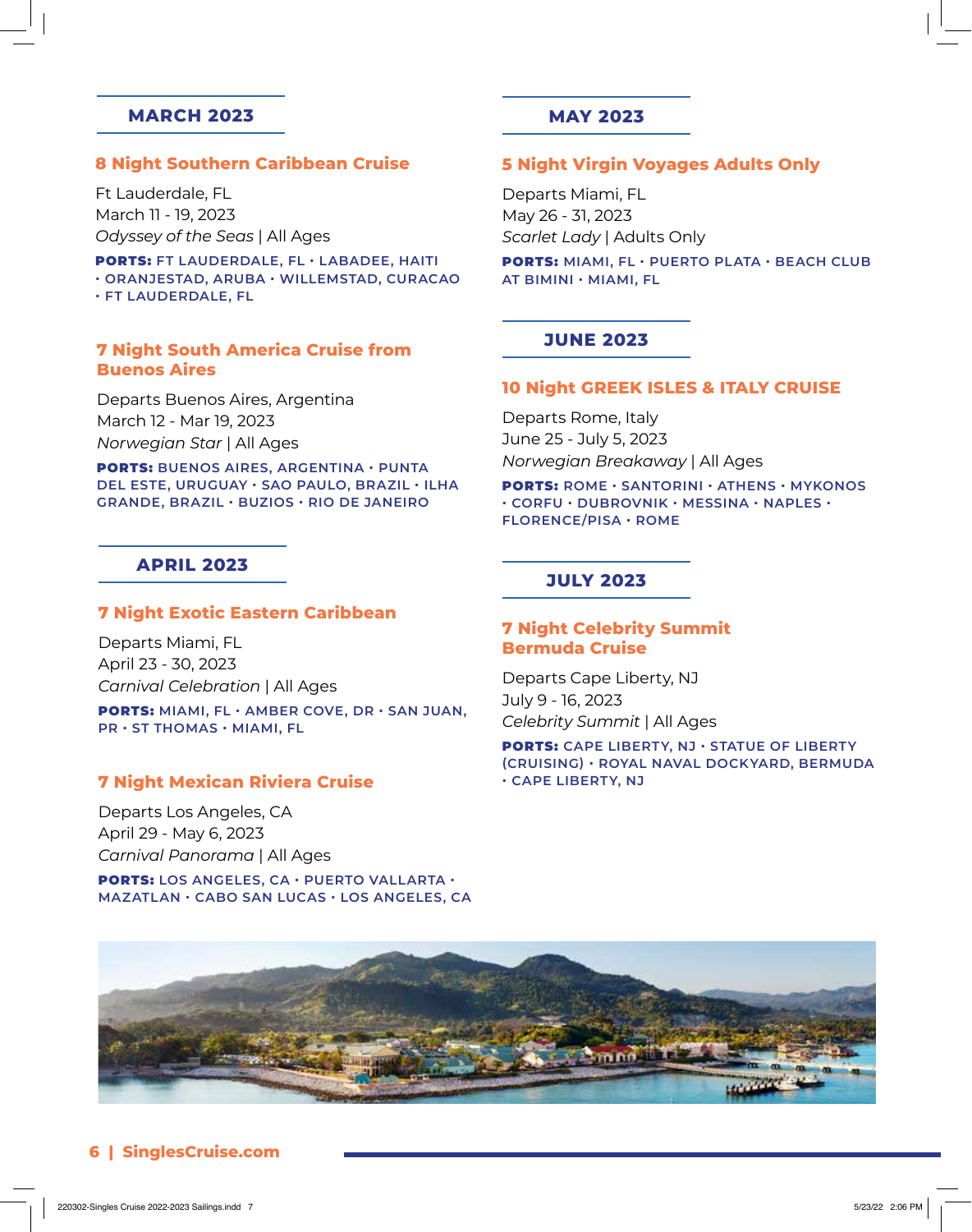## MARCH 2023

### 8 Night Southern Caribbean Cruise

Ft Lauderdale, FL
March 11 - 19, 2023
*Odyssey of the Seas* | All Ages

**PORTS:** FT LAUDERDALE, FL • LABADEE, HAITI • ORANJESTAD, ARUBA • WILLEMSTAD, CURACAO • FT LAUDERDALE, FL

### 7 Night South America Cruise from Buenos Aires

Departs Buenos Aires, Argentina
March 12 - Mar 19, 2023
*Norwegian Star* | All Ages

**PORTS:** BUENOS AIRES, ARGENTINA • PUNTA DEL ESTE, URUGUAY • SAO PAULO, BRAZIL • ILHA GRANDE, BRAZIL • BUZIOS • RIO DE JANEIRO

## APRIL 2023

### 7 Night Exotic Eastern Caribbean

Departs Miami, FL
April 23 - 30, 2023
*Carnival Celebration* | All Ages

**PORTS:** MIAMI, FL • AMBER COVE, DR • SAN JUAN, PR • ST THOMAS • MIAMI, FL

### 7 Night Mexican Riviera Cruise

Departs Los Angeles, CA
April 29 - May 6, 2023
*Carnival Panorama* | All Ages

**PORTS:** LOS ANGELES, CA • PUERTO VALLARTA • MAZATLAN • CABO SAN LUCAS • LOS ANGELES, CA

## MAY 2023

### 5 Night Virgin Voyages Adults Only

Departs Miami, FL
May 26 - 31, 2023
*Scarlet Lady* | Adults Only

**PORTS:** MIAMI, FL • PUERTO PLATA • BEACH CLUB AT BIMINI • MIAMI, FL

## JUNE 2023

### 10 Night GREEK ISLES & ITALY CRUISE

Departs Rome, Italy
June 25 - July 5, 2023
*Norwegian Breakaway* | All Ages

**PORTS:** ROME • SANTORINI • ATHENS • MYKONOS • CORFU • DUBROVNIK • MESSINA • NAPLES • FLORENCE/PISA • ROME

## JULY 2023

### 7 Night Celebrity Summit Bermuda Cruise

Departs Cape Liberty, NJ
July 9 - 16, 2023
*Celebrity Summit* | All Ages

**PORTS:** CAPE LIBERTY, NJ • STATUE OF LIBERTY (CRUISING) • ROYAL NAVAL DOCKYARD, BERMUDA • CAPE LIBERTY, NJ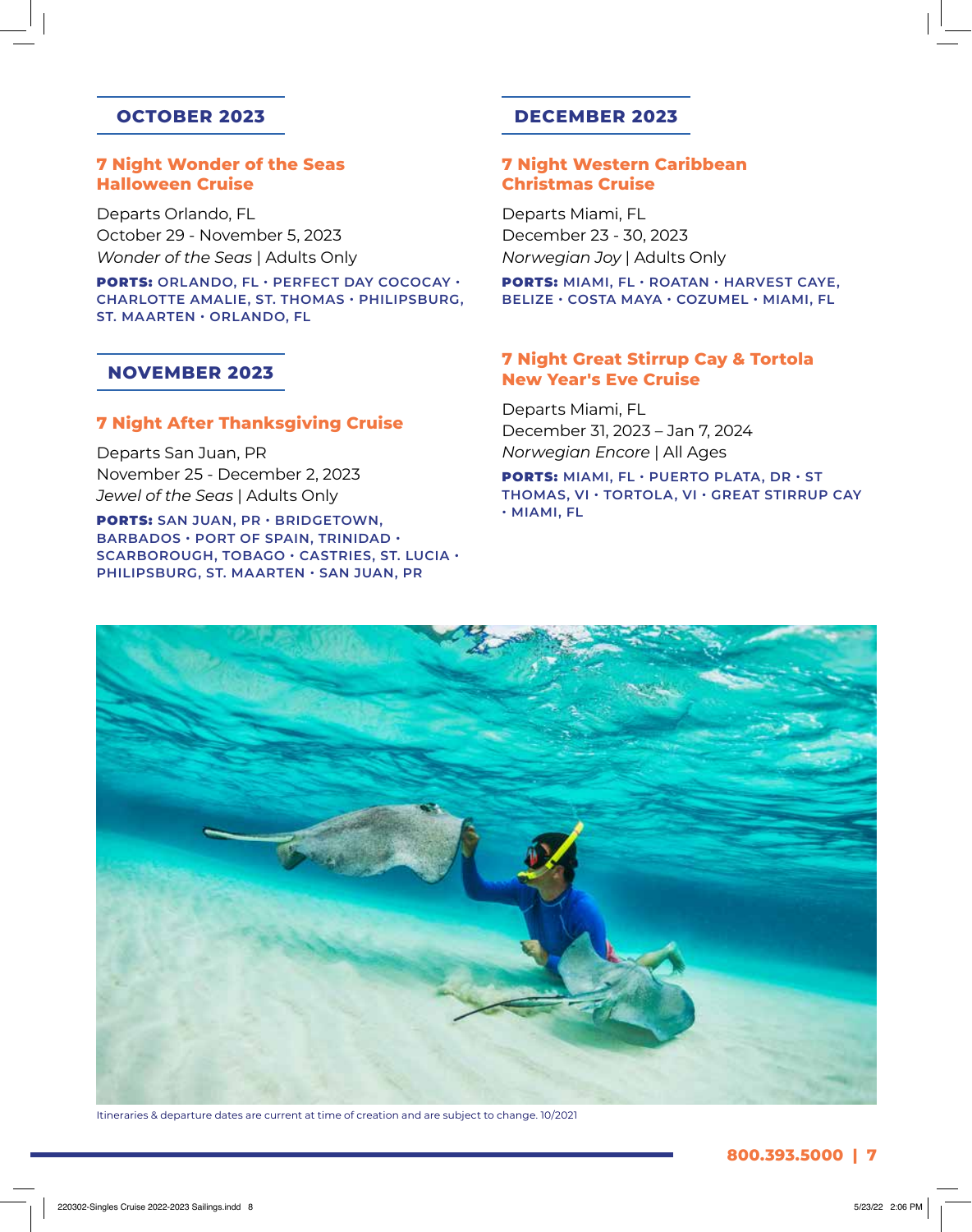## OCTOBER 2023

### 7 Night Wonder of the Seas Halloween Cruise

Departs Orlando, FL
October 29 - November 5, 2023
*Wonder of the Seas* | Adults Only

**PORTS:** ORLANDO, FL • PERFECT DAY COCOCAY • CHARLOTTE AMALIE, ST. THOMAS • PHILIPSBURG, ST. MAARTEN • ORLANDO, FL

## NOVEMBER 2023

### 7 Night After Thanksgiving Cruise

Departs San Juan, PR
November 25 - December 2, 2023
*Jewel of the Seas* | Adults Only

**PORTS:** SAN JUAN, PR • BRIDGETOWN, BARBADOS • PORT OF SPAIN, TRINIDAD • SCARBOROUGH, TOBAGO • CASTRIES, ST. LUCIA • PHILIPSBURG, ST. MAARTEN • SAN JUAN, PR

## DECEMBER 2023

### 7 Night Western Caribbean Christmas Cruise

Departs Miami, FL
December 23 - 30, 2023
*Norwegian Joy* | Adults Only

**PORTS:** MIAMI, FL • ROATAN • HARVEST CAYE, BELIZE • COSTA MAYA • COZUMEL • MIAMI, FL

### 7 Night Great Stirrup Cay & Tortola New Year's Eve Cruise

Departs Miami, FL
December 31, 2023 – Jan 7, 2024
*Norwegian Encore* | All Ages

**PORTS:** MIAMI, FL • PUERTO PLATA, DR • ST THOMAS, VI • TORTOLA, VI • GREAT STIRRUP CAY • MIAMI, FL

Itineraries & departure dates are current at time of creation and are subject to change. 10/2021

800.393.5000